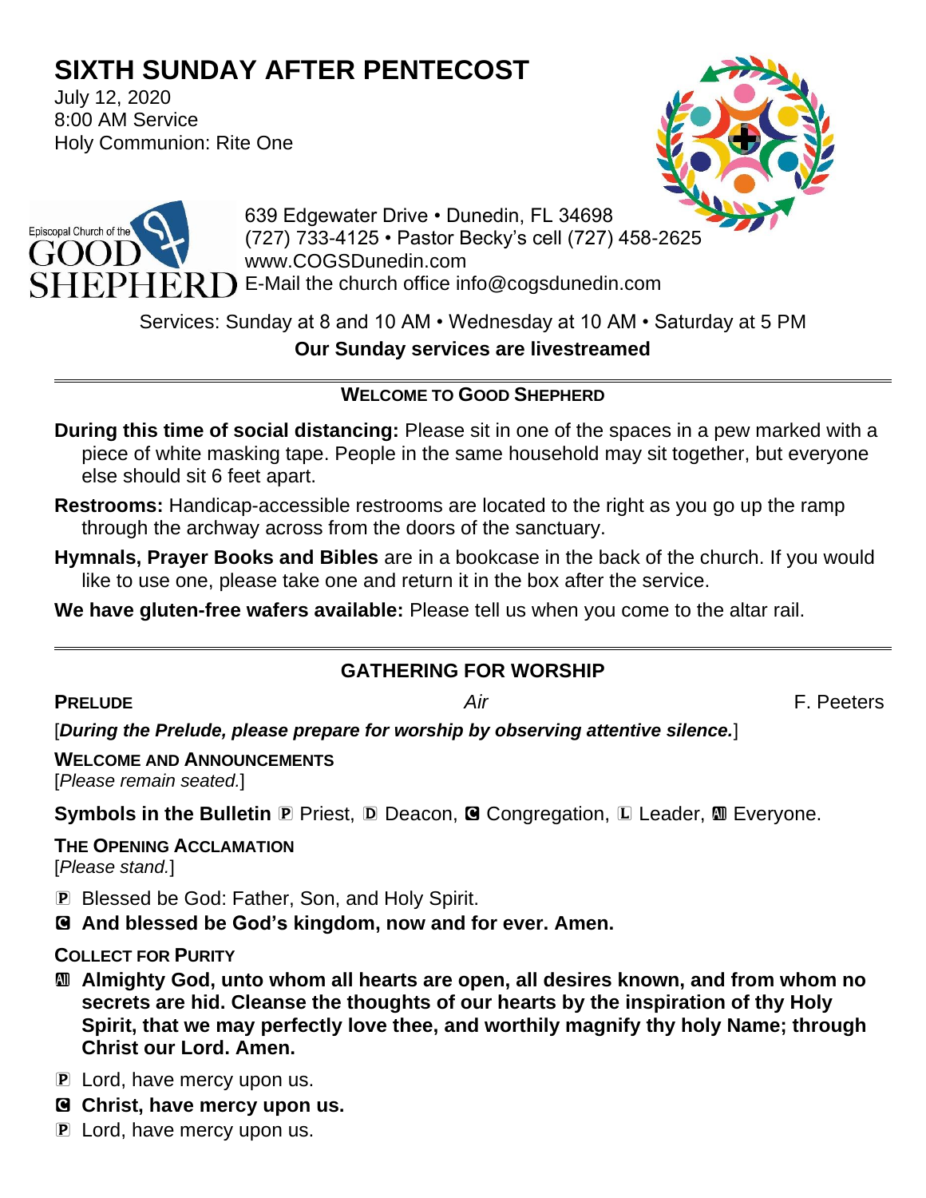# SIXTH SUNDAY AFTER PENTECOST

July 12, 2020
8:00 AM Service
Holy Communion: Rite One

Episcopal Church of the GOOD SHEPHERD

639 Edgewater Drive • Dunedin, FL 34698
(727) 733-4125 • Pastor Becky's cell (727) 458-2625
www.COGSDunedin.com
E-Mail the church office info@cogsdunedin.com

Services: Sunday at 8 and 10 AM • Wednesday at 10 AM • Saturday at 5 PM

**Our Sunday services are livestreamed**

---

## WELCOME TO GOOD SHEPHERD

**During this time of social distancing:** Please sit in one of the spaces in a pew marked with a piece of white masking tape. People in the same household may sit together, but everyone else should sit 6 feet apart.

**Restrooms:** Handicap-accessible restrooms are located to the right as you go up the ramp through the archway across from the doors of the sanctuary.

**Hymnals, Prayer Books and Bibles** are in a bookcase in the back of the church. If you would like to use one, please take one and return it in the box after the service.

**We have gluten-free wafers available:** Please tell us when you come to the altar rail.

---

## GATHERING FOR WORSHIP

**PRELUDE** *Air* F. Peeters

[***During the Prelude, please prepare for worship by observing attentive silence.***]

**WELCOME AND ANNOUNCEMENTS**
[*Please remain seated.*]

**Symbols in the Bulletin** Ⓟ Priest, Ⓓ Deacon, Ⓒ Congregation, Ⓛ Leader, Ⓐ Everyone.

**THE OPENING ACCLAMATION**
[*Please stand.*]

Ⓟ Blessed be God: Father, Son, and Holy Spirit.
Ⓒ **And blessed be God's kingdom, now and for ever. Amen.**

**COLLECT FOR PURITY**

Ⓐ **Almighty God, unto whom all hearts are open, all desires known, and from whom no secrets are hid. Cleanse the thoughts of our hearts by the inspiration of thy Holy Spirit, that we may perfectly love thee, and worthily magnify thy holy Name; through Christ our Lord. Amen.**

Ⓟ Lord, have mercy upon us.
Ⓒ **Christ, have mercy upon us.**
Ⓟ Lord, have mercy upon us.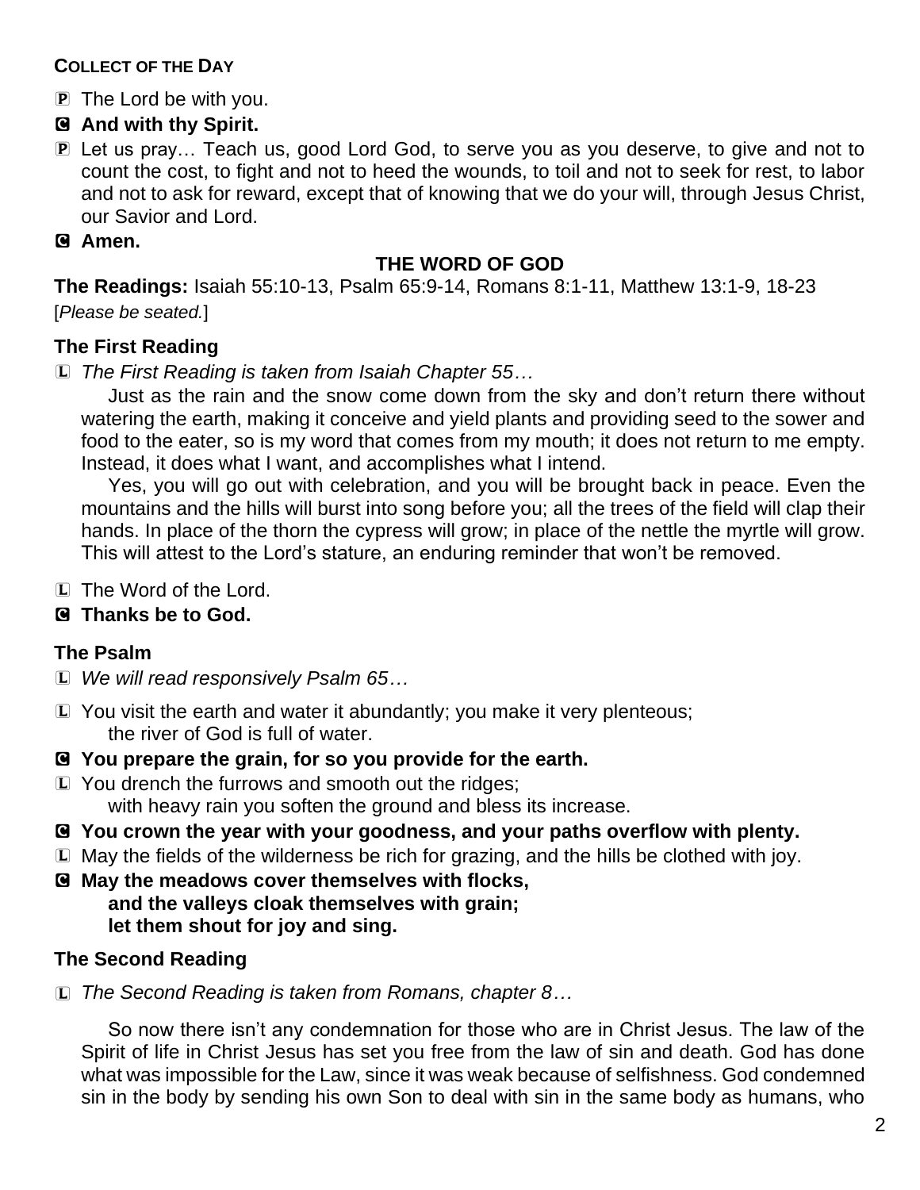**COLLECT OF THE DAY**

P The Lord be with you.

**C And with thy Spirit.**

P Let us pray… Teach us, good Lord God, to serve you as you deserve, to give and not to count the cost, to fight and not to heed the wounds, to toil and not to seek for rest, to labor and not to ask for reward, except that of knowing that we do your will, through Jesus Christ, our Savior and Lord.

**C Amen.**

## THE WORD OF GOD

**The Readings:** Isaiah 55:10-13, Psalm 65:9-14, Romans 8:1-11, Matthew 13:1-9, 18-23

[*Please be seated.*]

### The First Reading

L *The First Reading is taken from Isaiah Chapter 55…*

Just as the rain and the snow come down from the sky and don't return there without watering the earth, making it conceive and yield plants and providing seed to the sower and food to the eater, so is my word that comes from my mouth; it does not return to me empty. Instead, it does what I want, and accomplishes what I intend.

Yes, you will go out with celebration, and you will be brought back in peace. Even the mountains and the hills will burst into song before you; all the trees of the field will clap their hands. In place of the thorn the cypress will grow; in place of the nettle the myrtle will grow. This will attest to the Lord's stature, an enduring reminder that won't be removed.

L The Word of the Lord.

**C Thanks be to God.**

### The Psalm

L *We will read responsively Psalm 65…*

L You visit the earth and water it abundantly; you make it very plenteous;
the river of God is full of water.

**C You prepare the grain, for so you provide for the earth.**

L You drench the furrows and smooth out the ridges;
with heavy rain you soften the ground and bless its increase.

**C You crown the year with your goodness, and your paths overflow with plenty.**

L May the fields of the wilderness be rich for grazing, and the hills be clothed with joy.

**C May the meadows cover themselves with flocks,
and the valleys cloak themselves with grain;
let them shout for joy and sing.**

### The Second Reading

L *The Second Reading is taken from Romans, chapter 8…*

So now there isn't any condemnation for those who are in Christ Jesus. The law of the Spirit of life in Christ Jesus has set you free from the law of sin and death. God has done what was impossible for the Law, since it was weak because of selfishness. God condemned sin in the body by sending his own Son to deal with sin in the same body as humans, who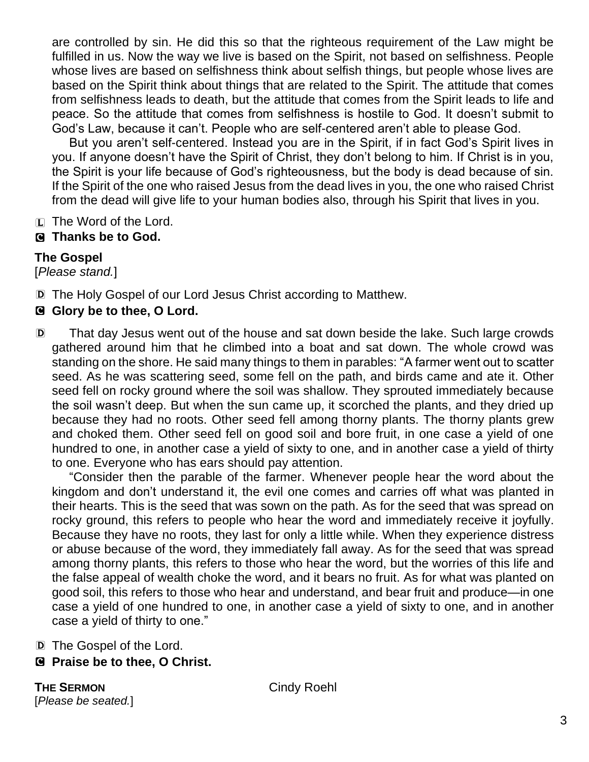are controlled by sin. He did this so that the righteous requirement of the Law might be fulfilled in us. Now the way we live is based on the Spirit, not based on selfishness. People whose lives are based on selfishness think about selfish things, but people whose lives are based on the Spirit think about things that are related to the Spirit. The attitude that comes from selfishness leads to death, but the attitude that comes from the Spirit leads to life and peace. So the attitude that comes from selfishness is hostile to God. It doesn't submit to God's Law, because it can't. People who are self-centered aren't able to please God.

But you aren't self-centered. Instead you are in the Spirit, if in fact God's Spirit lives in you. If anyone doesn't have the Spirit of Christ, they don't belong to him. If Christ is in you, the Spirit is your life because of God's righteousness, but the body is dead because of sin. If the Spirit of the one who raised Jesus from the dead lives in you, the one who raised Christ from the dead will give life to your human bodies also, through his Spirit that lives in you.

L The Word of the Lord.

C **Thanks be to God.**

**The Gospel**

[*Please stand.*]

D The Holy Gospel of our Lord Jesus Christ according to Matthew.

C **Glory be to thee, O Lord.**

D That day Jesus went out of the house and sat down beside the lake. Such large crowds gathered around him that he climbed into a boat and sat down. The whole crowd was standing on the shore. He said many things to them in parables: "A farmer went out to scatter seed. As he was scattering seed, some fell on the path, and birds came and ate it. Other seed fell on rocky ground where the soil was shallow. They sprouted immediately because the soil wasn't deep. But when the sun came up, it scorched the plants, and they dried up because they had no roots. Other seed fell among thorny plants. The thorny plants grew and choked them. Other seed fell on good soil and bore fruit, in one case a yield of one hundred to one, in another case a yield of sixty to one, and in another case a yield of thirty to one. Everyone who has ears should pay attention.

"Consider then the parable of the farmer. Whenever people hear the word about the kingdom and don't understand it, the evil one comes and carries off what was planted in their hearts. This is the seed that was sown on the path. As for the seed that was spread on rocky ground, this refers to people who hear the word and immediately receive it joyfully. Because they have no roots, they last for only a little while. When they experience distress or abuse because of the word, they immediately fall away. As for the seed that was spread among thorny plants, this refers to those who hear the word, but the worries of this life and the false appeal of wealth choke the word, and it bears no fruit. As for what was planted on good soil, this refers to those who hear and understand, and bear fruit and produce—in one case a yield of one hundred to one, in another case a yield of sixty to one, and in another case a yield of thirty to one."

D The Gospel of the Lord.

C **Praise be to thee, O Christ.**

**THE SERMON** Cindy Roehl

[*Please be seated.*]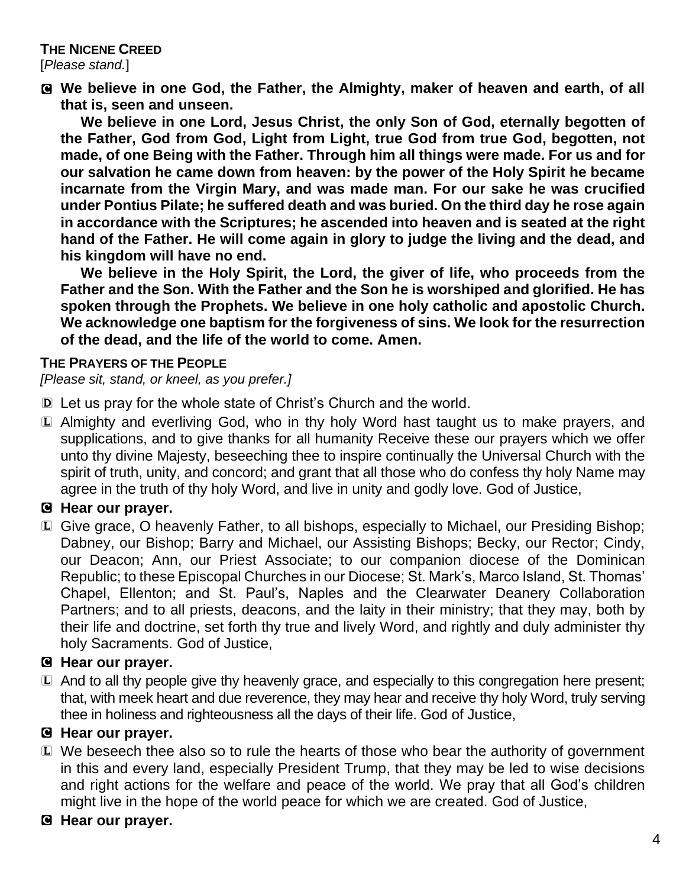**THE NICENE CREED**
[*Please stand.*]

C **We believe in one God, the Father, the Almighty, maker of heaven and earth, of all that is, seen and unseen.**

**We believe in one Lord, Jesus Christ, the only Son of God, eternally begotten of the Father, God from God, Light from Light, true God from true God, begotten, not made, of one Being with the Father. Through him all things were made. For us and for our salvation he came down from heaven: by the power of the Holy Spirit he became incarnate from the Virgin Mary, and was made man. For our sake he was crucified under Pontius Pilate; he suffered death and was buried. On the third day he rose again in accordance with the Scriptures; he ascended into heaven and is seated at the right hand of the Father. He will come again in glory to judge the living and the dead, and his kingdom will have no end.**

**We believe in the Holy Spirit, the Lord, the giver of life, who proceeds from the Father and the Son. With the Father and the Son he is worshiped and glorified. He has spoken through the Prophets. We believe in one holy catholic and apostolic Church. We acknowledge one baptism for the forgiveness of sins. We look for the resurrection of the dead, and the life of the world to come. Amen.**

**THE PRAYERS OF THE PEOPLE**
*[Please sit, stand, or kneel, as you prefer.]*

D Let us pray for the whole state of Christ's Church and the world.

L Almighty and everliving God, who in thy holy Word hast taught us to make prayers, and supplications, and to give thanks for all humanity Receive these our prayers which we offer unto thy divine Majesty, beseeching thee to inspire continually the Universal Church with the spirit of truth, unity, and concord; and grant that all those who do confess thy holy Name may agree in the truth of thy holy Word, and live in unity and godly love. God of Justice,

C **Hear our prayer.**

L Give grace, O heavenly Father, to all bishops, especially to Michael, our Presiding Bishop; Dabney, our Bishop; Barry and Michael, our Assisting Bishops; Becky, our Rector; Cindy, our Deacon; Ann, our Priest Associate; to our companion diocese of the Dominican Republic; to these Episcopal Churches in our Diocese; St. Mark's, Marco Island, St. Thomas' Chapel, Ellenton; and St. Paul's, Naples and the Clearwater Deanery Collaboration Partners; and to all priests, deacons, and the laity in their ministry; that they may, both by their life and doctrine, set forth thy true and lively Word, and rightly and duly administer thy holy Sacraments. God of Justice,

C **Hear our prayer.**

L And to all thy people give thy heavenly grace, and especially to this congregation here present; that, with meek heart and due reverence, they may hear and receive thy holy Word, truly serving thee in holiness and righteousness all the days of their life. God of Justice,

C **Hear our prayer.**

L We beseech thee also so to rule the hearts of those who bear the authority of government in this and every land, especially President Trump, that they may be led to wise decisions and right actions for the welfare and peace of the world. We pray that all God's children might live in the hope of the world peace for which we are created. God of Justice,

C **Hear our prayer.**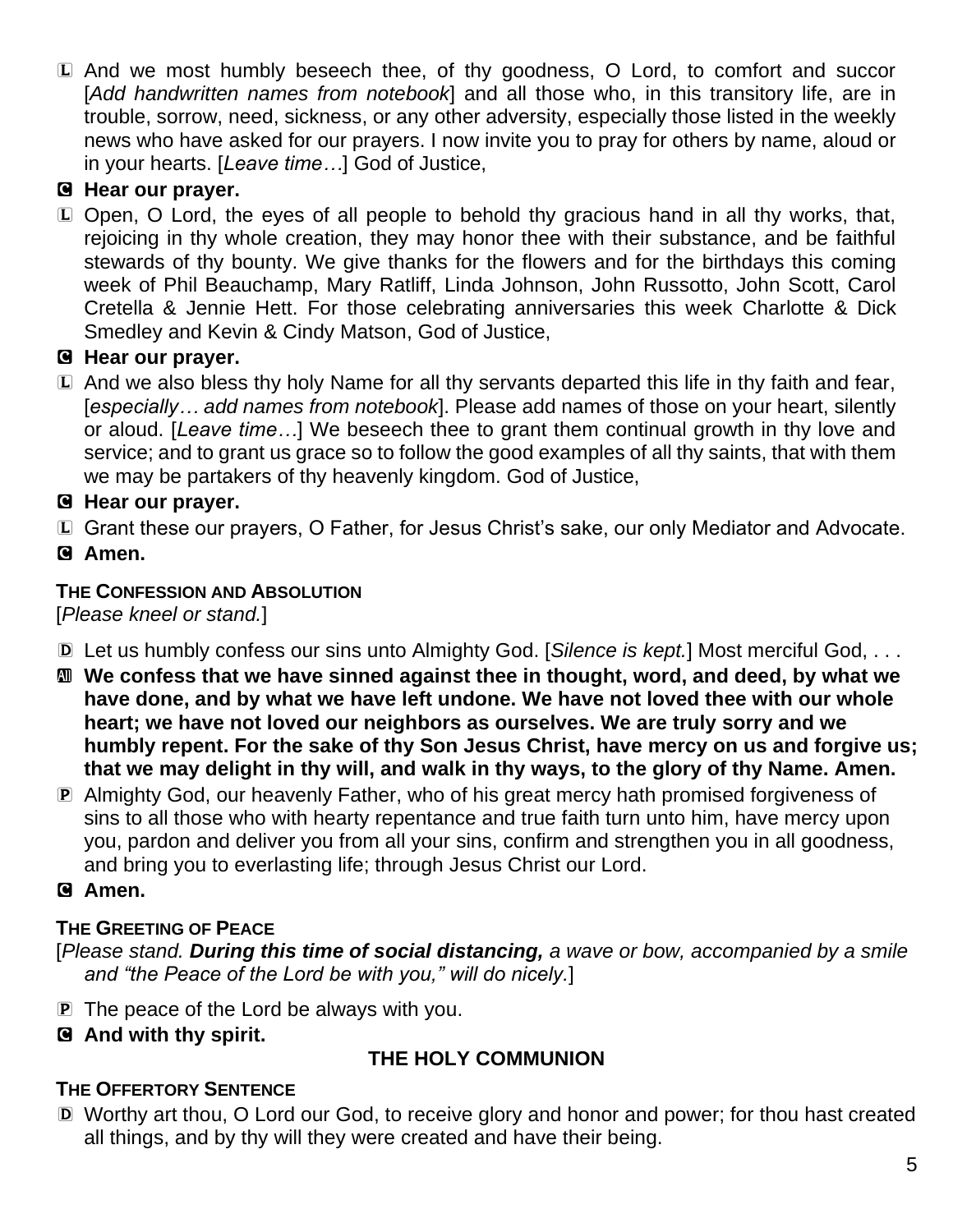L And we most humbly beseech thee, of thy goodness, O Lord, to comfort and succor [*Add handwritten names from notebook*] and all those who, in this transitory life, are in trouble, sorrow, need, sickness, or any other adversity, especially those listed in the weekly news who have asked for our prayers. I now invite you to pray for others by name, aloud or in your hearts. [*Leave time…*] God of Justice,

C **Hear our prayer.**

L Open, O Lord, the eyes of all people to behold thy gracious hand in all thy works, that, rejoicing in thy whole creation, they may honor thee with their substance, and be faithful stewards of thy bounty. We give thanks for the flowers and for the birthdays this coming week of Phil Beauchamp, Mary Ratliff, Linda Johnson, John Russotto, John Scott, Carol Cretella & Jennie Hett. For those celebrating anniversaries this week Charlotte & Dick Smedley and Kevin & Cindy Matson, God of Justice,

C **Hear our prayer.**

L And we also bless thy holy Name for all thy servants departed this life in thy faith and fear, [*especially… add names from notebook*]. Please add names of those on your heart, silently or aloud. [*Leave time…*] We beseech thee to grant them continual growth in thy love and service; and to grant us grace so to follow the good examples of all thy saints, that with them we may be partakers of thy heavenly kingdom. God of Justice,

C **Hear our prayer.**

L Grant these our prayers, O Father, for Jesus Christ's sake, our only Mediator and Advocate.

C **Amen.**

**THE CONFESSION AND ABSOLUTION**

[*Please kneel or stand.*]

D Let us humbly confess our sins unto Almighty God. [*Silence is kept.*] Most merciful God, . . .

All **We confess that we have sinned against thee in thought, word, and deed, by what we have done, and by what we have left undone. We have not loved thee with our whole heart; we have not loved our neighbors as ourselves. We are truly sorry and we humbly repent. For the sake of thy Son Jesus Christ, have mercy on us and forgive us; that we may delight in thy will, and walk in thy ways, to the glory of thy Name. Amen.**

P Almighty God, our heavenly Father, who of his great mercy hath promised forgiveness of sins to all those who with hearty repentance and true faith turn unto him, have mercy upon you, pardon and deliver you from all your sins, confirm and strengthen you in all goodness, and bring you to everlasting life; through Jesus Christ our Lord.

C **Amen.**

**THE GREETING OF PEACE**

[*Please stand.* ***During this time of social distancing,*** *a wave or bow, accompanied by a smile and "the Peace of the Lord be with you," will do nicely.*]

P The peace of the Lord be always with you.

C **And with thy spirit.**

## THE HOLY COMMUNION

**THE OFFERTORY SENTENCE**

D Worthy art thou, O Lord our God, to receive glory and honor and power; for thou hast created all things, and by thy will they were created and have their being.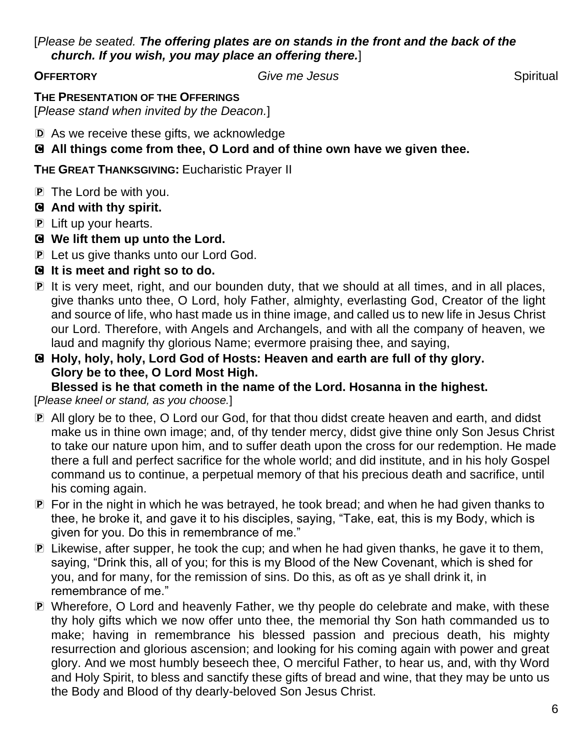[*Please be seated. **The offering plates are on stands in the front and the back of the church. If you wish, you may place an offering there.***]

**OFFERTORY** *Give me Jesus* Spiritual

**THE PRESENTATION OF THE OFFERINGS**
[*Please stand when invited by the Deacon.*]

D As we receive these gifts, we acknowledge

C **All things come from thee, O Lord and of thine own have we given thee.**

**THE GREAT THANKSGIVING:** Eucharistic Prayer II

P The Lord be with you.

C **And with thy spirit.**

P Lift up your hearts.

C **We lift them up unto the Lord.**

P Let us give thanks unto our Lord God.

C **It is meet and right so to do.**

P It is very meet, right, and our bounden duty, that we should at all times, and in all places, give thanks unto thee, O Lord, holy Father, almighty, everlasting God, Creator of the light and source of life, who hast made us in thine image, and called us to new life in Jesus Christ our Lord. Therefore, with Angels and Archangels, and with all the company of heaven, we laud and magnify thy glorious Name; evermore praising thee, and saying,

C **Holy, holy, holy, Lord God of Hosts: Heaven and earth are full of thy glory. Glory be to thee, O Lord Most High.**
**Blessed is he that cometh in the name of the Lord. Hosanna in the highest.**

[*Please kneel or stand, as you choose.*]

P All glory be to thee, O Lord our God, for that thou didst create heaven and earth, and didst make us in thine own image; and, of thy tender mercy, didst give thine only Son Jesus Christ to take our nature upon him, and to suffer death upon the cross for our redemption. He made there a full and perfect sacrifice for the whole world; and did institute, and in his holy Gospel command us to continue, a perpetual memory of that his precious death and sacrifice, until his coming again.

P For in the night in which he was betrayed, he took bread; and when he had given thanks to thee, he broke it, and gave it to his disciples, saying, "Take, eat, this is my Body, which is given for you. Do this in remembrance of me."

P Likewise, after supper, he took the cup; and when he had given thanks, he gave it to them, saying, "Drink this, all of you; for this is my Blood of the New Covenant, which is shed for you, and for many, for the remission of sins. Do this, as oft as ye shall drink it, in remembrance of me."

P Wherefore, O Lord and heavenly Father, we thy people do celebrate and make, with these thy holy gifts which we now offer unto thee, the memorial thy Son hath commanded us to make; having in remembrance his blessed passion and precious death, his mighty resurrection and glorious ascension; and looking for his coming again with power and great glory. And we most humbly beseech thee, O merciful Father, to hear us, and, with thy Word and Holy Spirit, to bless and sanctify these gifts of bread and wine, that they may be unto us the Body and Blood of thy dearly-beloved Son Jesus Christ.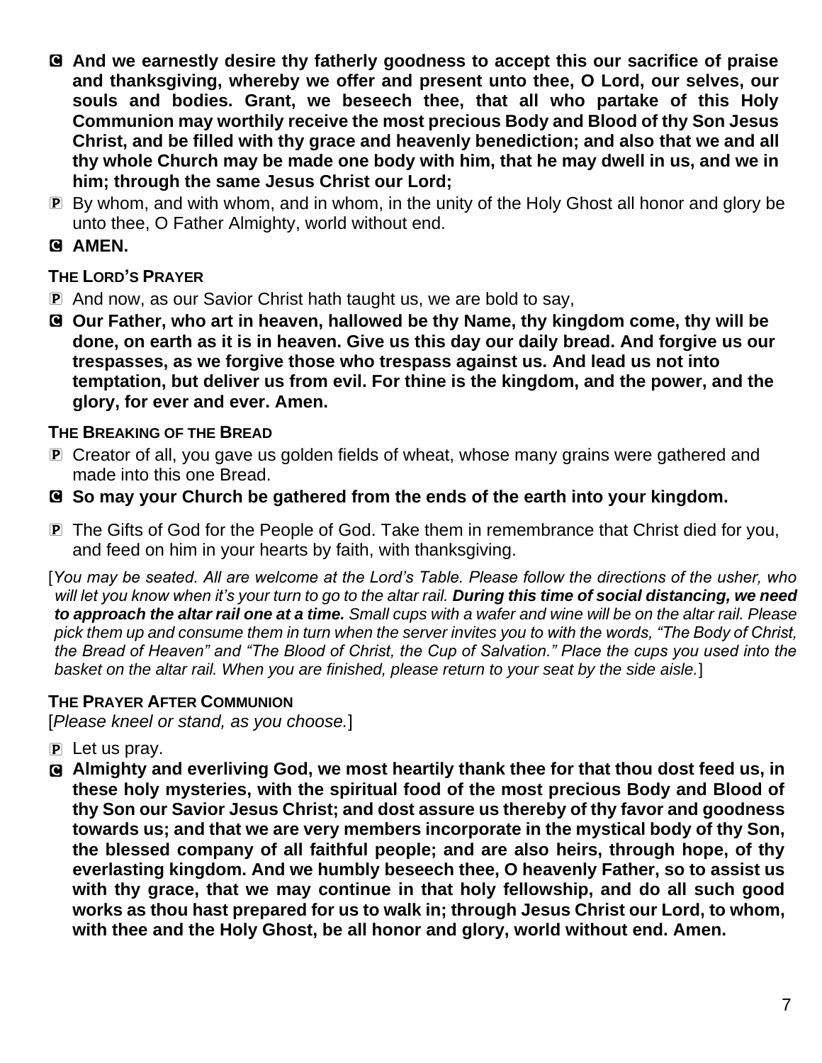C **And we earnestly desire thy fatherly goodness to accept this our sacrifice of praise and thanksgiving, whereby we offer and present unto thee, O Lord, our selves, our souls and bodies. Grant, we beseech thee, that all who partake of this Holy Communion may worthily receive the most precious Body and Blood of thy Son Jesus Christ, and be filled with thy grace and heavenly benediction; and also that we and all thy whole Church may be made one body with him, that he may dwell in us, and we in him; through the same Jesus Christ our Lord;**

P By whom, and with whom, and in whom, in the unity of the Holy Ghost all honor and glory be unto thee, O Father Almighty, world without end.

C **AMEN.**

### THE LORD'S PRAYER

P And now, as our Savior Christ hath taught us, we are bold to say,

C **Our Father, who art in heaven, hallowed be thy Name, thy kingdom come, thy will be done, on earth as it is in heaven. Give us this day our daily bread. And forgive us our trespasses, as we forgive those who trespass against us. And lead us not into temptation, but deliver us from evil. For thine is the kingdom, and the power, and the glory, for ever and ever. Amen.**

### THE BREAKING OF THE BREAD

P Creator of all, you gave us golden fields of wheat, whose many grains were gathered and made into this one Bread.

C **So may your Church be gathered from the ends of the earth into your kingdom.**

P The Gifts of God for the People of God. Take them in remembrance that Christ died for you, and feed on him in your hearts by faith, with thanksgiving.

[*You may be seated. All are welcome at the Lord's Table. Please follow the directions of the usher, who will let you know when it's your turn to go to the altar rail.* ***During this time of social distancing, we need to approach the altar rail one at a time.*** *Small cups with a wafer and wine will be on the altar rail. Please pick them up and consume them in turn when the server invites you to with the words, "The Body of Christ, the Bread of Heaven" and "The Blood of Christ, the Cup of Salvation." Place the cups you used into the basket on the altar rail. When you are finished, please return to your seat by the side aisle.*]

### THE PRAYER AFTER COMMUNION

[*Please kneel or stand, as you choose.*]

P Let us pray.

C **Almighty and everliving God, we most heartily thank thee for that thou dost feed us, in these holy mysteries, with the spiritual food of the most precious Body and Blood of thy Son our Savior Jesus Christ; and dost assure us thereby of thy favor and goodness towards us; and that we are very members incorporate in the mystical body of thy Son, the blessed company of all faithful people; and are also heirs, through hope, of thy everlasting kingdom. And we humbly beseech thee, O heavenly Father, so to assist us with thy grace, that we may continue in that holy fellowship, and do all such good works as thou hast prepared for us to walk in; through Jesus Christ our Lord, to whom, with thee and the Holy Ghost, be all honor and glory, world without end. Amen.**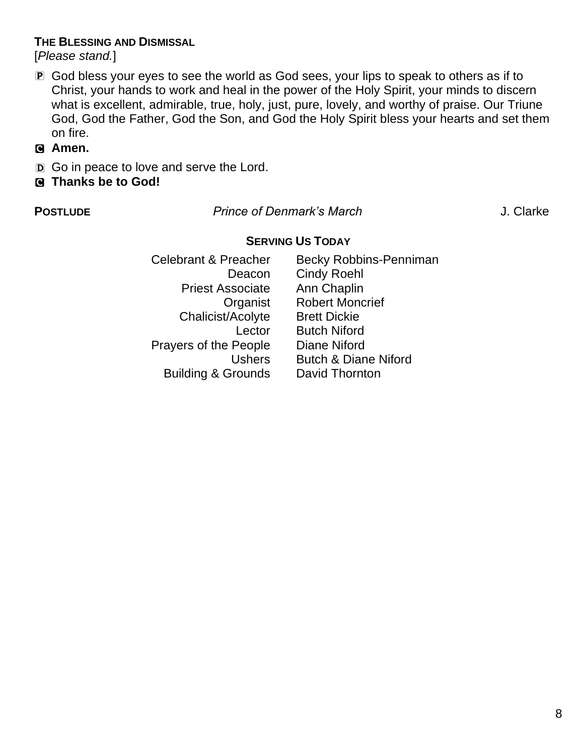**THE BLESSING AND DISMISSAL**
[*Please stand.*]

P God bless your eyes to see the world as God sees, your lips to speak to others as if to Christ, your hands to work and heal in the power of the Holy Spirit, your minds to discern what is excellent, admirable, true, holy, just, pure, lovely, and worthy of praise. Our Triune God, God the Father, God the Son, and God the Holy Spirit bless your hearts and set them on fire.

C **Amen.**

D Go in peace to love and serve the Lord.

C **Thanks be to God!**

**POSTLUDE** *Prince of Denmark's March* J. Clarke

**SERVING US TODAY**

| | |
|---|---|
| Celebrant & Preacher | Becky Robbins-Penniman |
| Deacon | Cindy Roehl |
| Priest Associate | Ann Chaplin |
| Organist | Robert Moncrief |
| Chalicist/Acolyte | Brett Dickie |
| Lector | Butch Niford |
| Prayers of the People | Diane Niford |
| Ushers | Butch & Diane Niford |
| Building & Grounds | David Thornton |